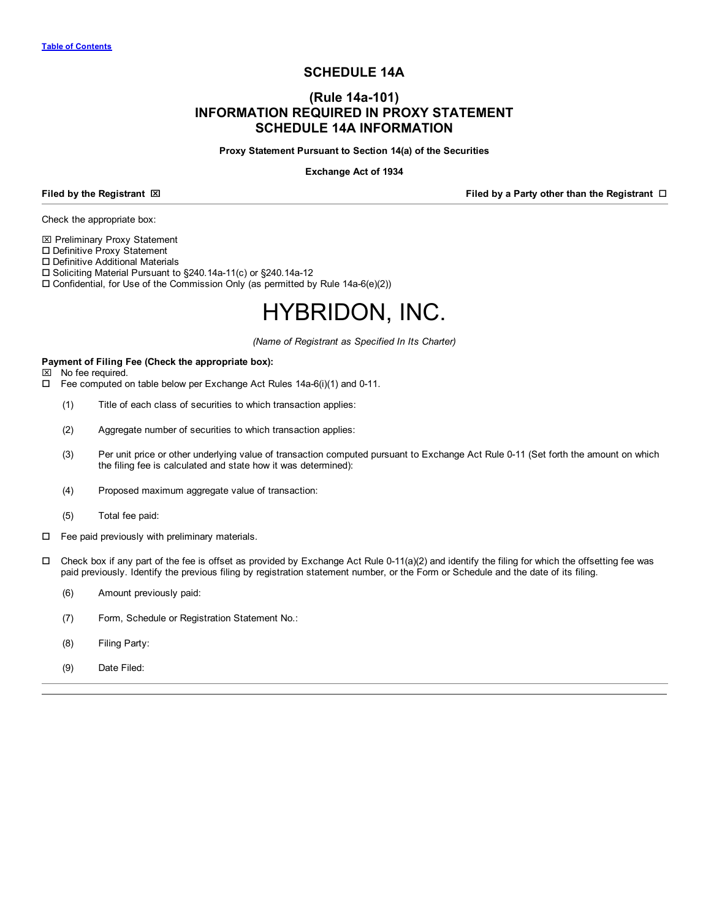[Table of Contents](#)

# SCHEDULE 14A

## (Rule 14a-101)
## INFORMATION REQUIRED IN PROXY STATEMENT
## SCHEDULE 14A INFORMATION

**Proxy Statement Pursuant to Section 14(a) of the Securities**

**Exchange Act of 1934**

**Filed by the Registrant** ☒ **Filed by a Party other than the Registrant** ☐

Check the appropriate box:

☒ Preliminary Proxy Statement
☐ Definitive Proxy Statement
☐ Definitive Additional Materials
☐ Soliciting Material Pursuant to §240.14a-11(c) or §240.14a-12
☐ Confidential, for Use of the Commission Only (as permitted by Rule 14a-6(e)(2))

# HYBRIDON, INC.

*(Name of Registrant as Specified In Its Charter)*

**Payment of Filing Fee (Check the appropriate box):**

☒ No fee required.

☐ Fee computed on table below per Exchange Act Rules 14a-6(i)(1) and 0-11.

(1) Title of each class of securities to which transaction applies:

(2) Aggregate number of securities to which transaction applies:

(3) Per unit price or other underlying value of transaction computed pursuant to Exchange Act Rule 0-11 (Set forth the amount on which the filing fee is calculated and state how it was determined):

(4) Proposed maximum aggregate value of transaction:

(5) Total fee paid:

☐ Fee paid previously with preliminary materials.

☐ Check box if any part of the fee is offset as provided by Exchange Act Rule 0-11(a)(2) and identify the filing for which the offsetting fee was paid previously. Identify the previous filing by registration statement number, or the Form or Schedule and the date of its filing.

(6) Amount previously paid:

(7) Form, Schedule or Registration Statement No.:

(8) Filing Party:

(9) Date Filed: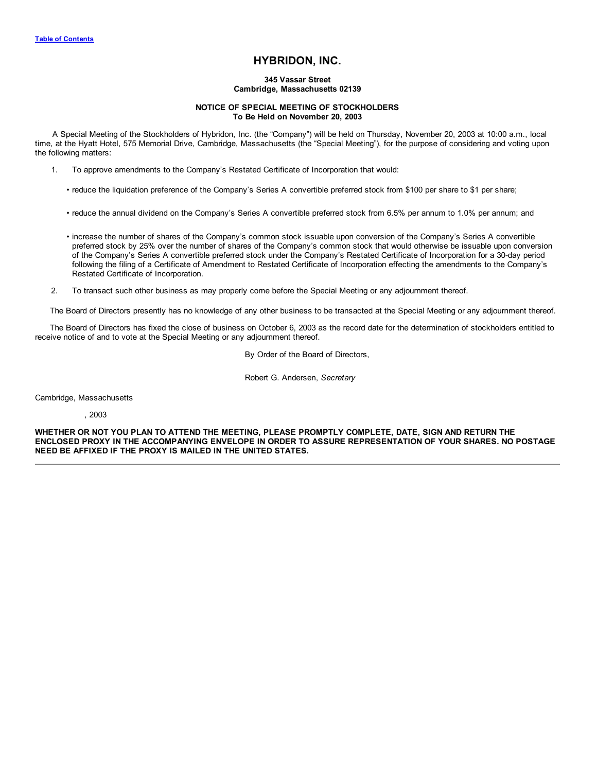# HYBRIDON, INC.

**345 Vassar Street**
**Cambridge, Massachusetts 02139**

**NOTICE OF SPECIAL MEETING OF STOCKHOLDERS**
**To Be Held on November 20, 2003**

A Special Meeting of the Stockholders of Hybridon, Inc. (the "Company") will be held on Thursday, November 20, 2003 at 10:00 a.m., local time, at the Hyatt Hotel, 575 Memorial Drive, Cambridge, Massachusetts (the "Special Meeting"), for the purpose of considering and voting upon the following matters:

1. To approve amendments to the Company's Restated Certificate of Incorporation that would:

   - reduce the liquidation preference of the Company's Series A convertible preferred stock from $100 per share to $1 per share;

   - reduce the annual dividend on the Company's Series A convertible preferred stock from 6.5% per annum to 1.0% per annum; and

   - increase the number of shares of the Company's common stock issuable upon conversion of the Company's Series A convertible preferred stock by 25% over the number of shares of the Company's common stock that would otherwise be issuable upon conversion of the Company's Series A convertible preferred stock under the Company's Restated Certificate of Incorporation for a 30-day period following the filing of a Certificate of Amendment to Restated Certificate of Incorporation effecting the amendments to the Company's Restated Certificate of Incorporation.

2. To transact such other business as may properly come before the Special Meeting or any adjournment thereof.

The Board of Directors presently has no knowledge of any other business to be transacted at the Special Meeting or any adjournment thereof.

The Board of Directors has fixed the close of business on October 6, 2003 as the record date for the determination of stockholders entitled to receive notice of and to vote at the Special Meeting or any adjournment thereof.

By Order of the Board of Directors,

Robert G. Andersen, *Secretary*

Cambridge, Massachusetts

, 2003

**WHETHER OR NOT YOU PLAN TO ATTEND THE MEETING, PLEASE PROMPTLY COMPLETE, DATE, SIGN AND RETURN THE ENCLOSED PROXY IN THE ACCOMPANYING ENVELOPE IN ORDER TO ASSURE REPRESENTATION OF YOUR SHARES. NO POSTAGE NEED BE AFFIXED IF THE PROXY IS MAILED IN THE UNITED STATES.**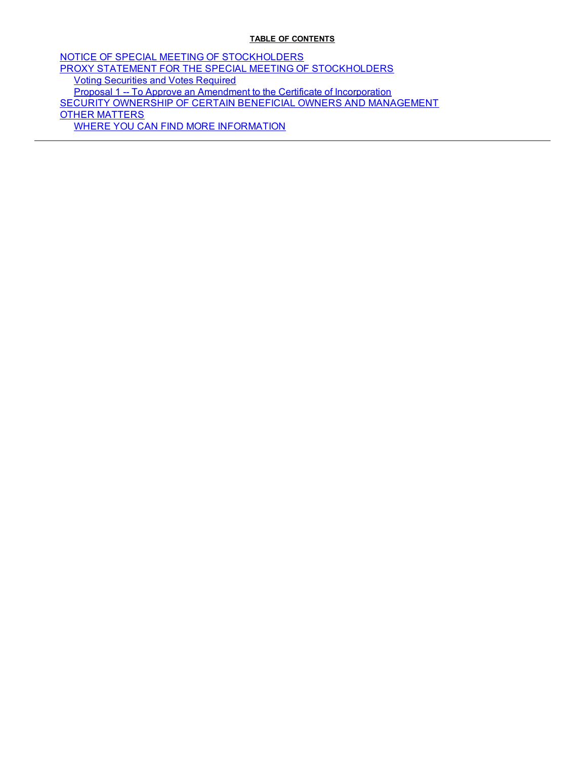**TABLE OF CONTENTS**

- NOTICE OF SPECIAL MEETING OF STOCKHOLDERS
- PROXY STATEMENT FOR THE SPECIAL MEETING OF STOCKHOLDERS
  - Voting Securities and Votes Required
  - Proposal 1 -- To Approve an Amendment to the Certificate of Incorporation
- SECURITY OWNERSHIP OF CERTAIN BENEFICIAL OWNERS AND MANAGEMENT
- OTHER MATTERS
  - WHERE YOU CAN FIND MORE INFORMATION

---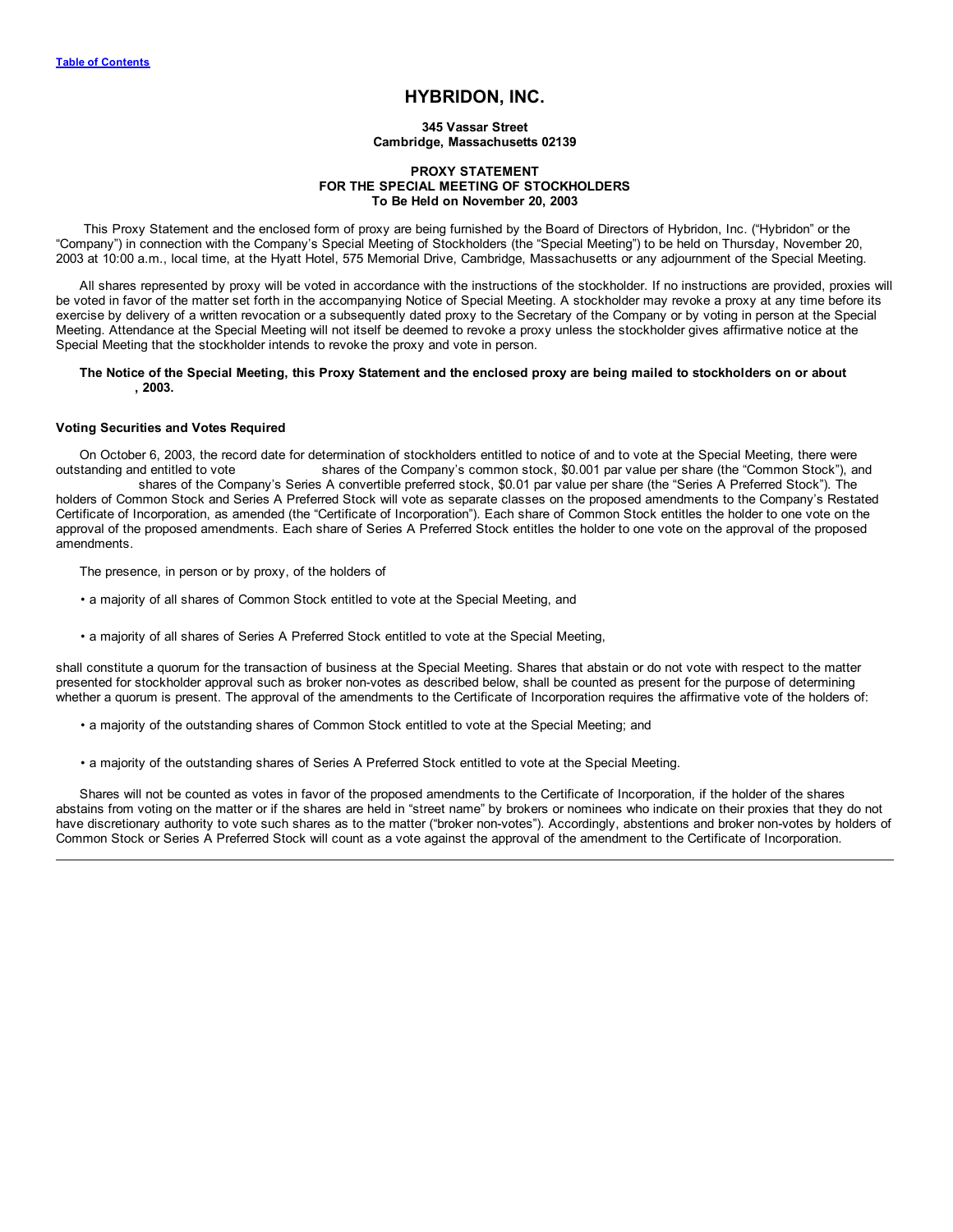# HYBRIDON, INC.

**345 Vassar Street**
**Cambridge, Massachusetts 02139**

**PROXY STATEMENT**
**FOR THE SPECIAL MEETING OF STOCKHOLDERS**
**To Be Held on November 20, 2003**

This Proxy Statement and the enclosed form of proxy are being furnished by the Board of Directors of Hybridon, Inc. ("Hybridon" or the "Company") in connection with the Company's Special Meeting of Stockholders (the "Special Meeting") to be held on Thursday, November 20, 2003 at 10:00 a.m., local time, at the Hyatt Hotel, 575 Memorial Drive, Cambridge, Massachusetts or any adjournment of the Special Meeting.

All shares represented by proxy will be voted in accordance with the instructions of the stockholder. If no instructions are provided, proxies will be voted in favor of the matter set forth in the accompanying Notice of Special Meeting. A stockholder may revoke a proxy at any time before its exercise by delivery of a written revocation or a subsequently dated proxy to the Secretary of the Company or by voting in person at the Special Meeting. Attendance at the Special Meeting will not itself be deemed to revoke a proxy unless the stockholder gives affirmative notice at the Special Meeting that the stockholder intends to revoke the proxy and vote in person.

**The Notice of the Special Meeting, this Proxy Statement and the enclosed proxy are being mailed to stockholders on or about , 2003.**

### Voting Securities and Votes Required

On October 6, 2003, the record date for determination of stockholders entitled to notice of and to vote at the Special Meeting, there were outstanding and entitled to vote shares of the Company's common stock, $0.001 par value per share (the "Common Stock"), and shares of the Company's Series A convertible preferred stock, $0.01 par value per share (the "Series A Preferred Stock"). The holders of Common Stock and Series A Preferred Stock will vote as separate classes on the proposed amendments to the Company's Restated Certificate of Incorporation, as amended (the "Certificate of Incorporation"). Each share of Common Stock entitles the holder to one vote on the approval of the proposed amendments. Each share of Series A Preferred Stock entitles the holder to one vote on the approval of the proposed amendments.

The presence, in person or by proxy, of the holders of

- a majority of all shares of Common Stock entitled to vote at the Special Meeting, and
- a majority of all shares of Series A Preferred Stock entitled to vote at the Special Meeting,

shall constitute a quorum for the transaction of business at the Special Meeting. Shares that abstain or do not vote with respect to the matter presented for stockholder approval such as broker non-votes as described below, shall be counted as present for the purpose of determining whether a quorum is present. The approval of the amendments to the Certificate of Incorporation requires the affirmative vote of the holders of:

- a majority of the outstanding shares of Common Stock entitled to vote at the Special Meeting; and
- a majority of the outstanding shares of Series A Preferred Stock entitled to vote at the Special Meeting.

Shares will not be counted as votes in favor of the proposed amendments to the Certificate of Incorporation, if the holder of the shares abstains from voting on the matter or if the shares are held in "street name" by brokers or nominees who indicate on their proxies that they do not have discretionary authority to vote such shares as to the matter ("broker non-votes"). Accordingly, abstentions and broker non-votes by holders of Common Stock or Series A Preferred Stock will count as a vote against the approval of the amendment to the Certificate of Incorporation.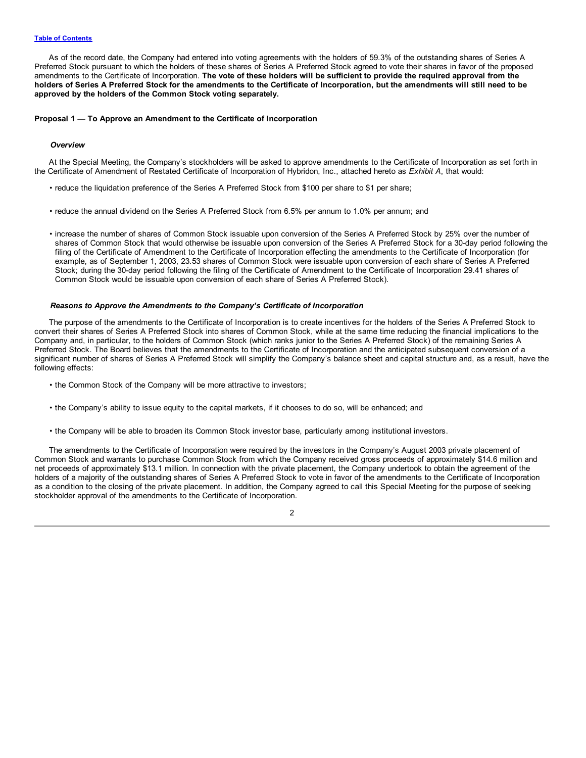As of the record date, the Company had entered into voting agreements with the holders of 59.3% of the outstanding shares of Series A Preferred Stock pursuant to which the holders of these shares of Series A Preferred Stock agreed to vote their shares in favor of the proposed amendments to the Certificate of Incorporation. **The vote of these holders will be sufficient to provide the required approval from the holders of Series A Preferred Stock for the amendments to the Certificate of Incorporation, but the amendments will still need to be approved by the holders of the Common Stock voting separately.**

### Proposal 1 — To Approve an Amendment to the Certificate of Incorporation

#### *Overview*

At the Special Meeting, the Company's stockholders will be asked to approve amendments to the Certificate of Incorporation as set forth in the Certificate of Amendment of Restated Certificate of Incorporation of Hybridon, Inc., attached hereto as *Exhibit A*, that would:

- reduce the liquidation preference of the Series A Preferred Stock from $100 per share to $1 per share;
- reduce the annual dividend on the Series A Preferred Stock from 6.5% per annum to 1.0% per annum; and
- increase the number of shares of Common Stock issuable upon conversion of the Series A Preferred Stock by 25% over the number of shares of Common Stock that would otherwise be issuable upon conversion of the Series A Preferred Stock for a 30-day period following the filing of the Certificate of Amendment to the Certificate of Incorporation effecting the amendments to the Certificate of Incorporation (for example, as of September 1, 2003, 23.53 shares of Common Stock were issuable upon conversion of each share of Series A Preferred Stock; during the 30-day period following the filing of the Certificate of Amendment to the Certificate of Incorporation 29.41 shares of Common Stock would be issuable upon conversion of each share of Series A Preferred Stock).

#### *Reasons to Approve the Amendments to the Company's Certificate of Incorporation*

The purpose of the amendments to the Certificate of Incorporation is to create incentives for the holders of the Series A Preferred Stock to convert their shares of Series A Preferred Stock into shares of Common Stock, while at the same time reducing the financial implications to the Company and, in particular, to the holders of Common Stock (which ranks junior to the Series A Preferred Stock) of the remaining Series A Preferred Stock. The Board believes that the amendments to the Certificate of Incorporation and the anticipated subsequent conversion of a significant number of shares of Series A Preferred Stock will simplify the Company's balance sheet and capital structure and, as a result, have the following effects:

- the Common Stock of the Company will be more attractive to investors;
- the Company's ability to issue equity to the capital markets, if it chooses to do so, will be enhanced; and
- the Company will be able to broaden its Common Stock investor base, particularly among institutional investors.

The amendments to the Certificate of Incorporation were required by the investors in the Company's August 2003 private placement of Common Stock and warrants to purchase Common Stock from which the Company received gross proceeds of approximately $14.6 million and net proceeds of approximately $13.1 million. In connection with the private placement, the Company undertook to obtain the agreement of the holders of a majority of the outstanding shares of Series A Preferred Stock to vote in favor of the amendments to the Certificate of Incorporation as a condition to the closing of the private placement. In addition, the Company agreed to call this Special Meeting for the purpose of seeking stockholder approval of the amendments to the Certificate of Incorporation.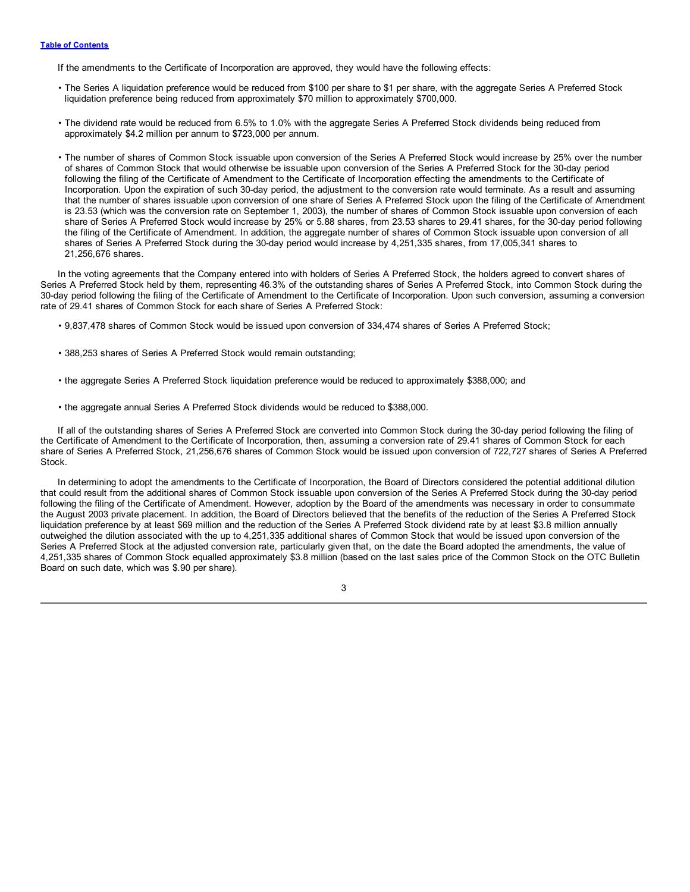If the amendments to the Certificate of Incorporation are approved, they would have the following effects:

- The Series A liquidation preference would be reduced from $100 per share to $1 per share, with the aggregate Series A Preferred Stock liquidation preference being reduced from approximately $70 million to approximately $700,000.

- The dividend rate would be reduced from 6.5% to 1.0% with the aggregate Series A Preferred Stock dividends being reduced from approximately $4.2 million per annum to $723,000 per annum.

- The number of shares of Common Stock issuable upon conversion of the Series A Preferred Stock would increase by 25% over the number of shares of Common Stock that would otherwise be issuable upon conversion of the Series A Preferred Stock for the 30-day period following the filing of the Certificate of Amendment to the Certificate of Incorporation effecting the amendments to the Certificate of Incorporation. Upon the expiration of such 30-day period, the adjustment to the conversion rate would terminate. As a result and assuming that the number of shares issuable upon conversion of one share of Series A Preferred Stock upon the filing of the Certificate of Amendment is 23.53 (which was the conversion rate on September 1, 2003), the number of shares of Common Stock issuable upon conversion of each share of Series A Preferred Stock would increase by 25% or 5.88 shares, from 23.53 shares to 29.41 shares, for the 30-day period following the filing of the Certificate of Amendment. In addition, the aggregate number of shares of Common Stock issuable upon conversion of all shares of Series A Preferred Stock during the 30-day period would increase by 4,251,335 shares, from 17,005,341 shares to 21,256,676 shares.

In the voting agreements that the Company entered into with holders of Series A Preferred Stock, the holders agreed to convert shares of Series A Preferred Stock held by them, representing 46.3% of the outstanding shares of Series A Preferred Stock, into Common Stock during the 30-day period following the filing of the Certificate of Amendment to the Certificate of Incorporation. Upon such conversion, assuming a conversion rate of 29.41 shares of Common Stock for each share of Series A Preferred Stock:

- 9,837,478 shares of Common Stock would be issued upon conversion of 334,474 shares of Series A Preferred Stock;

- 388,253 shares of Series A Preferred Stock would remain outstanding;

- the aggregate Series A Preferred Stock liquidation preference would be reduced to approximately $388,000; and

- the aggregate annual Series A Preferred Stock dividends would be reduced to $388,000.

If all of the outstanding shares of Series A Preferred Stock are converted into Common Stock during the 30-day period following the filing of the Certificate of Amendment to the Certificate of Incorporation, then, assuming a conversion rate of 29.41 shares of Common Stock for each share of Series A Preferred Stock, 21,256,676 shares of Common Stock would be issued upon conversion of 722,727 shares of Series A Preferred Stock.

In determining to adopt the amendments to the Certificate of Incorporation, the Board of Directors considered the potential additional dilution that could result from the additional shares of Common Stock issuable upon conversion of the Series A Preferred Stock during the 30-day period following the filing of the Certificate of Amendment. However, adoption by the Board of the amendments was necessary in order to consummate the August 2003 private placement. In addition, the Board of Directors believed that the benefits of the reduction of the Series A Preferred Stock liquidation preference by at least $69 million and the reduction of the Series A Preferred Stock dividend rate by at least $3.8 million annually outweighed the dilution associated with the up to 4,251,335 additional shares of Common Stock that would be issued upon conversion of the Series A Preferred Stock at the adjusted conversion rate, particularly given that, on the date the Board adopted the amendments, the value of 4,251,335 shares of Common Stock equalled approximately $3.8 million (based on the last sales price of the Common Stock on the OTC Bulletin Board on such date, which was $.90 per share).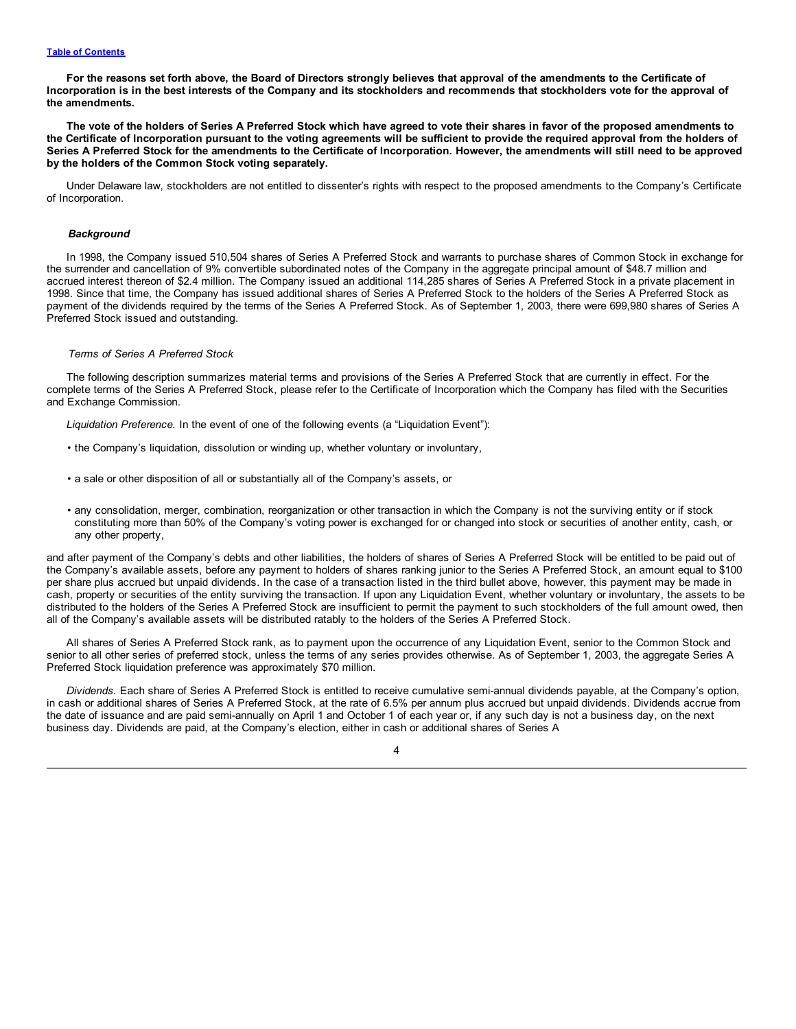**For the reasons set forth above, the Board of Directors strongly believes that approval of the amendments to the Certificate of Incorporation is in the best interests of the Company and its stockholders and recommends that stockholders vote for the approval of the amendments.**

**The vote of the holders of Series A Preferred Stock which have agreed to vote their shares in favor of the proposed amendments to the Certificate of Incorporation pursuant to the voting agreements will be sufficient to provide the required approval from the holders of Series A Preferred Stock for the amendments to the Certificate of Incorporation. However, the amendments will still need to be approved by the holders of the Common Stock voting separately.**

Under Delaware law, stockholders are not entitled to dissenter's rights with respect to the proposed amendments to the Company's Certificate of Incorporation.

***Background***

In 1998, the Company issued 510,504 shares of Series A Preferred Stock and warrants to purchase shares of Common Stock in exchange for the surrender and cancellation of 9% convertible subordinated notes of the Company in the aggregate principal amount of $48.7 million and accrued interest thereon of $2.4 million. The Company issued an additional 114,285 shares of Series A Preferred Stock in a private placement in 1998. Since that time, the Company has issued additional shares of Series A Preferred Stock to the holders of the Series A Preferred Stock as payment of the dividends required by the terms of the Series A Preferred Stock. As of September 1, 2003, there were 699,980 shares of Series A Preferred Stock issued and outstanding.

*Terms of Series A Preferred Stock*

The following description summarizes material terms and provisions of the Series A Preferred Stock that are currently in effect. For the complete terms of the Series A Preferred Stock, please refer to the Certificate of Incorporation which the Company has filed with the Securities and Exchange Commission.

*Liquidation Preference.* In the event of one of the following events (a "Liquidation Event"):

- the Company's liquidation, dissolution or winding up, whether voluntary or involuntary,
- a sale or other disposition of all or substantially all of the Company's assets, or
- any consolidation, merger, combination, reorganization or other transaction in which the Company is not the surviving entity or if stock constituting more than 50% of the Company's voting power is exchanged for or changed into stock or securities of another entity, cash, or any other property,

and after payment of the Company's debts and other liabilities, the holders of shares of Series A Preferred Stock will be entitled to be paid out of the Company's available assets, before any payment to holders of shares ranking junior to the Series A Preferred Stock, an amount equal to $100 per share plus accrued but unpaid dividends. In the case of a transaction listed in the third bullet above, however, this payment may be made in cash, property or securities of the entity surviving the transaction. If upon any Liquidation Event, whether voluntary or involuntary, the assets to be distributed to the holders of the Series A Preferred Stock are insufficient to permit the payment to such stockholders of the full amount owed, then all of the Company's available assets will be distributed ratably to the holders of the Series A Preferred Stock.

All shares of Series A Preferred Stock rank, as to payment upon the occurrence of any Liquidation Event, senior to the Common Stock and senior to all other series of preferred stock, unless the terms of any series provides otherwise. As of September 1, 2003, the aggregate Series A Preferred Stock liquidation preference was approximately $70 million.

*Dividends.* Each share of Series A Preferred Stock is entitled to receive cumulative semi-annual dividends payable, at the Company's option, in cash or additional shares of Series A Preferred Stock, at the rate of 6.5% per annum plus accrued but unpaid dividends. Dividends accrue from the date of issuance and are paid semi-annually on April 1 and October 1 of each year or, if any such day is not a business day, on the next business day. Dividends are paid, at the Company's election, either in cash or additional shares of Series A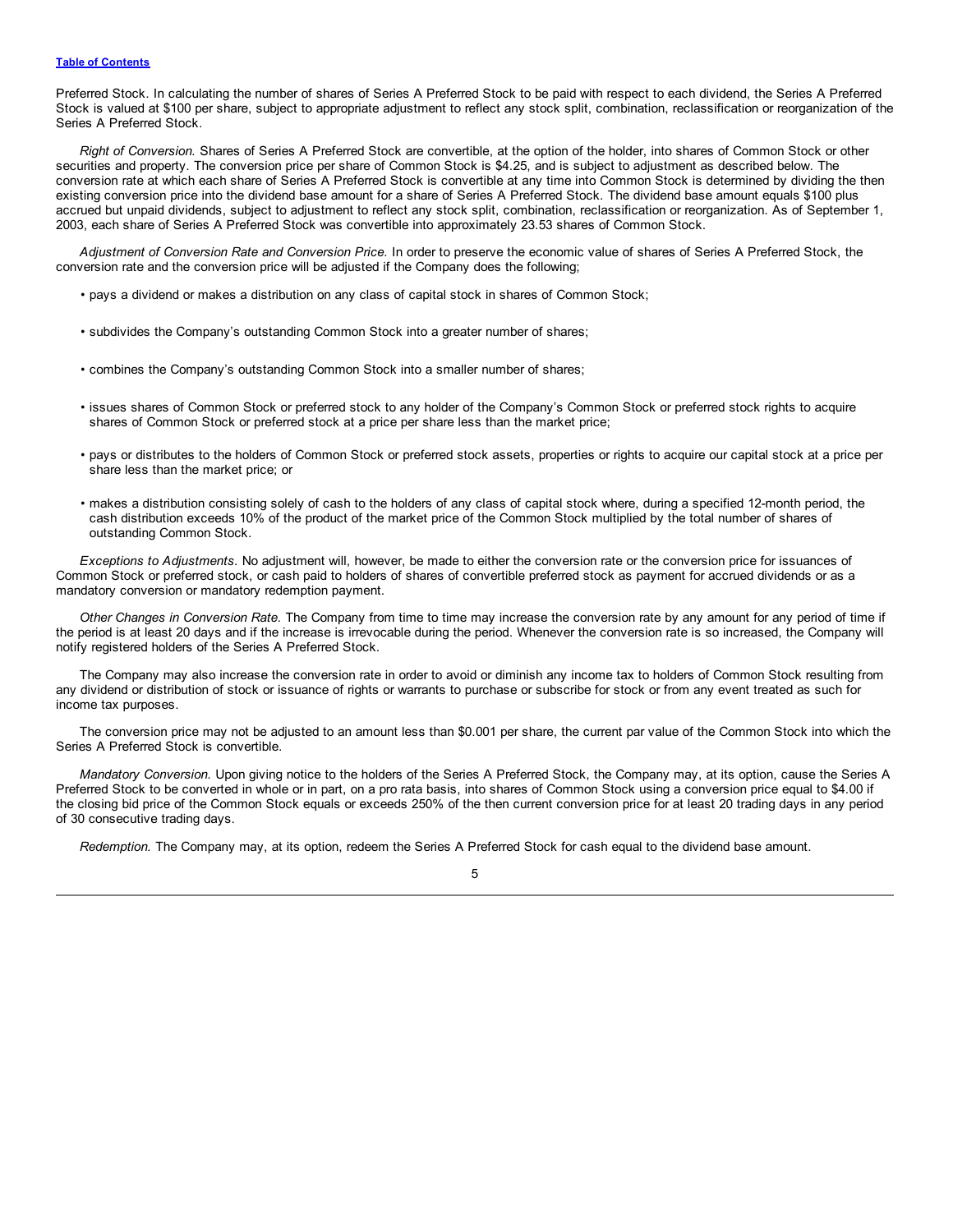Preferred Stock. In calculating the number of shares of Series A Preferred Stock to be paid with respect to each dividend, the Series A Preferred Stock is valued at $100 per share, subject to appropriate adjustment to reflect any stock split, combination, reclassification or reorganization of the Series A Preferred Stock.

*Right of Conversion.* Shares of Series A Preferred Stock are convertible, at the option of the holder, into shares of Common Stock or other securities and property. The conversion price per share of Common Stock is $4.25, and is subject to adjustment as described below. The conversion rate at which each share of Series A Preferred Stock is convertible at any time into Common Stock is determined by dividing the then existing conversion price into the dividend base amount for a share of Series A Preferred Stock. The dividend base amount equals $100 plus accrued but unpaid dividends, subject to adjustment to reflect any stock split, combination, reclassification or reorganization. As of September 1, 2003, each share of Series A Preferred Stock was convertible into approximately 23.53 shares of Common Stock.

*Adjustment of Conversion Rate and Conversion Price.* In order to preserve the economic value of shares of Series A Preferred Stock, the conversion rate and the conversion price will be adjusted if the Company does the following;

- pays a dividend or makes a distribution on any class of capital stock in shares of Common Stock;
- subdivides the Company's outstanding Common Stock into a greater number of shares;
- combines the Company's outstanding Common Stock into a smaller number of shares;
- issues shares of Common Stock or preferred stock to any holder of the Company's Common Stock or preferred stock rights to acquire shares of Common Stock or preferred stock at a price per share less than the market price;
- pays or distributes to the holders of Common Stock or preferred stock assets, properties or rights to acquire our capital stock at a price per share less than the market price; or
- makes a distribution consisting solely of cash to the holders of any class of capital stock where, during a specified 12-month period, the cash distribution exceeds 10% of the product of the market price of the Common Stock multiplied by the total number of shares of outstanding Common Stock.

*Exceptions to Adjustments.* No adjustment will, however, be made to either the conversion rate or the conversion price for issuances of Common Stock or preferred stock, or cash paid to holders of shares of convertible preferred stock as payment for accrued dividends or as a mandatory conversion or mandatory redemption payment.

*Other Changes in Conversion Rate.* The Company from time to time may increase the conversion rate by any amount for any period of time if the period is at least 20 days and if the increase is irrevocable during the period. Whenever the conversion rate is so increased, the Company will notify registered holders of the Series A Preferred Stock.

The Company may also increase the conversion rate in order to avoid or diminish any income tax to holders of Common Stock resulting from any dividend or distribution of stock or issuance of rights or warrants to purchase or subscribe for stock or from any event treated as such for income tax purposes.

The conversion price may not be adjusted to an amount less than $0.001 per share, the current par value of the Common Stock into which the Series A Preferred Stock is convertible.

*Mandatory Conversion.* Upon giving notice to the holders of the Series A Preferred Stock, the Company may, at its option, cause the Series A Preferred Stock to be converted in whole or in part, on a pro rata basis, into shares of Common Stock using a conversion price equal to $4.00 if the closing bid price of the Common Stock equals or exceeds 250% of the then current conversion price for at least 20 trading days in any period of 30 consecutive trading days.

*Redemption.* The Company may, at its option, redeem the Series A Preferred Stock for cash equal to the dividend base amount.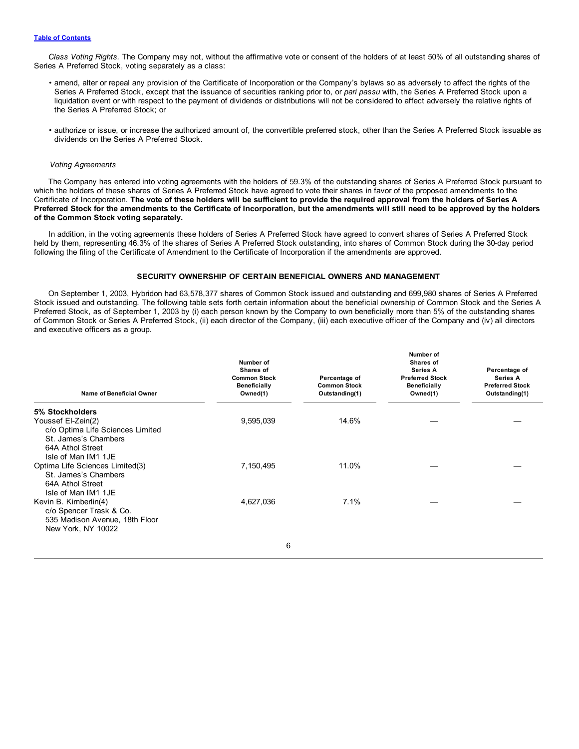*Class Voting Rights.* The Company may not, without the affirmative vote or consent of the holders of at least 50% of all outstanding shares of Series A Preferred Stock, voting separately as a class:

- amend, alter or repeal any provision of the Certificate of Incorporation or the Company's bylaws so as adversely to affect the rights of the Series A Preferred Stock, except that the issuance of securities ranking prior to, or *pari passu* with, the Series A Preferred Stock upon a liquidation event or with respect to the payment of dividends or distributions will not be considered to affect adversely the relative rights of the Series A Preferred Stock; or

- authorize or issue, or increase the authorized amount of, the convertible preferred stock, other than the Series A Preferred Stock issuable as dividends on the Series A Preferred Stock.

*Voting Agreements*

The Company has entered into voting agreements with the holders of 59.3% of the outstanding shares of Series A Preferred Stock pursuant to which the holders of these shares of Series A Preferred Stock have agreed to vote their shares in favor of the proposed amendments to the Certificate of Incorporation. **The vote of these holders will be sufficient to provide the required approval from the holders of Series A Preferred Stock for the amendments to the Certificate of Incorporation, but the amendments will still need to be approved by the holders of the Common Stock voting separately.**

In addition, in the voting agreements these holders of Series A Preferred Stock have agreed to convert shares of Series A Preferred Stock held by them, representing 46.3% of the shares of Series A Preferred Stock outstanding, into shares of Common Stock during the 30-day period following the filing of the Certificate of Amendment to the Certificate of Incorporation if the amendments are approved.

## SECURITY OWNERSHIP OF CERTAIN BENEFICIAL OWNERS AND MANAGEMENT

On September 1, 2003, Hybridon had 63,578,377 shares of Common Stock issued and outstanding and 699,980 shares of Series A Preferred Stock issued and outstanding. The following table sets forth certain information about the beneficial ownership of Common Stock and the Series A Preferred Stock, as of September 1, 2003 by (i) each person known by the Company to own beneficially more than 5% of the outstanding shares of Common Stock or Series A Preferred Stock, (ii) each director of the Company, (iii) each executive officer of the Company and (iv) all directors and executive officers as a group.

| Name of Beneficial Owner | Number of Shares of Common Stock Beneficially Owned(1) | Percentage of Common Stock Outstanding(1) | Number of Shares of Series A Preferred Stock Beneficially Owned(1) | Percentage of Series A Preferred Stock Outstanding(1) |
|---|---|---|---|---|
| **5% Stockholders** | | | | |
| Youssef El-Zein(2)<br>c/o Optima Life Sciences Limited<br>St. James's Chambers<br>64A Athol Street<br>Isle of Man IM1 1JE | 9,595,039 | 14.6% | — | — |
| Optima Life Sciences Limited(3)<br>St. James's Chambers<br>64A Athol Street<br>Isle of Man IM1 1JE | 7,150,495 | 11.0% | — | — |
| Kevin B. Kimberlin(4)<br>c/o Spencer Trask & Co.<br>535 Madison Avenue, 18th Floor<br>New York, NY 10022 | 4,627,036 | 7.1% | — | — |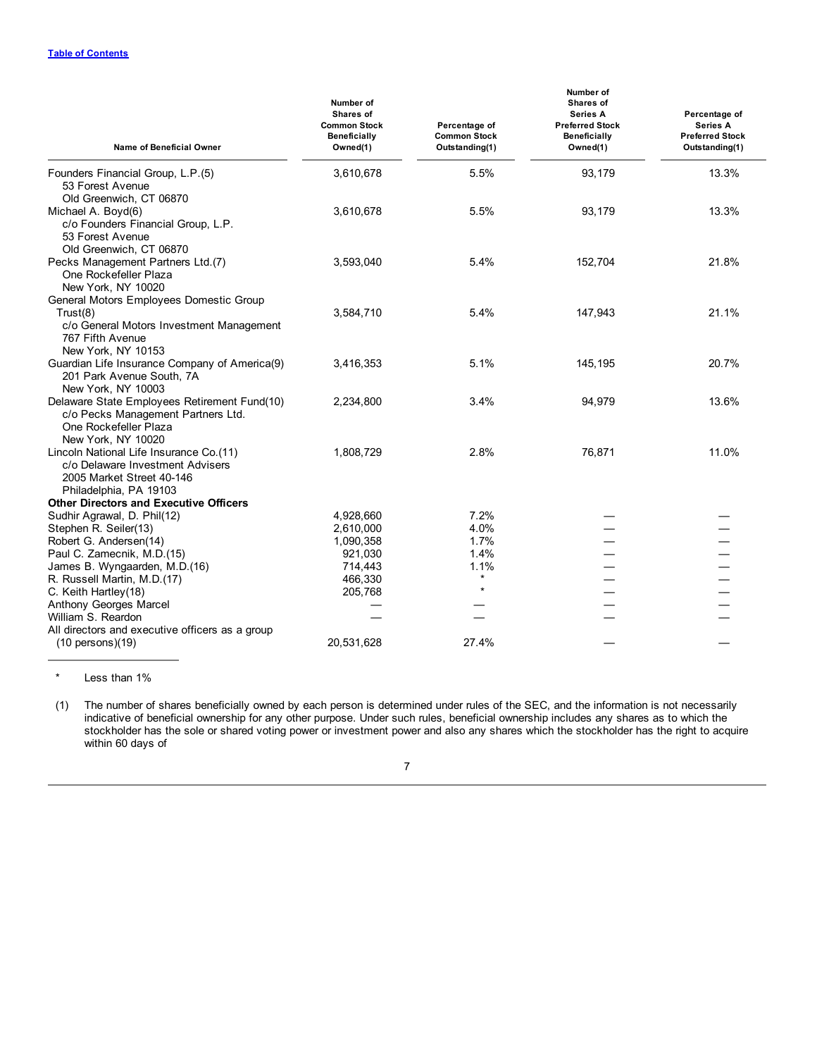[Table of Contents](#)

| Name of Beneficial Owner | Number of Shares of Common Stock Beneficially Owned(1) | Percentage of Common Stock Outstanding(1) | Number of Shares of Series A Preferred Stock Beneficially Owned(1) | Percentage of Series A Preferred Stock Outstanding(1) |
|---|---|---|---|---|
| Founders Financial Group, L.P.(5)<br>53 Forest Avenue<br>Old Greenwich, CT 06870 | 3,610,678 | 5.5% | 93,179 | 13.3% |
| Michael A. Boyd(6)<br>c/o Founders Financial Group, L.P.<br>53 Forest Avenue<br>Old Greenwich, CT 06870 | 3,610,678 | 5.5% | 93,179 | 13.3% |
| Pecks Management Partners Ltd.(7)<br>One Rockefeller Plaza<br>New York, NY 10020 | 3,593,040 | 5.4% | 152,704 | 21.8% |
| General Motors Employees Domestic Group Trust(8)<br>c/o General Motors Investment Management<br>767 Fifth Avenue<br>New York, NY 10153 | 3,584,710 | 5.4% | 147,943 | 21.1% |
| Guardian Life Insurance Company of America(9)<br>201 Park Avenue South, 7A<br>New York, NY 10003 | 3,416,353 | 5.1% | 145,195 | 20.7% |
| Delaware State Employees Retirement Fund(10)<br>c/o Pecks Management Partners Ltd.<br>One Rockefeller Plaza<br>New York, NY 10020 | 2,234,800 | 3.4% | 94,979 | 13.6% |
| Lincoln National Life Insurance Co.(11)<br>c/o Delaware Investment Advisers<br>2005 Market Street 40-146<br>Philadelphia, PA 19103 | 1,808,729 | 2.8% | 76,871 | 11.0% |
| **Other Directors and Executive Officers** | | | | |
| Sudhir Agrawal, D. Phil(12) | 4,928,660 | 7.2% | — | — |
| Stephen R. Seiler(13) | 2,610,000 | 4.0% | — | — |
| Robert G. Andersen(14) | 1,090,358 | 1.7% | — | — |
| Paul C. Zamecnik, M.D.(15) | 921,030 | 1.4% | — | — |
| James B. Wyngaarden, M.D.(16) | 714,443 | 1.1% | — | — |
| R. Russell Martin, M.D.(17) | 466,330 | * | — | — |
| C. Keith Hartley(18) | 205,768 | * | — | — |
| Anthony Georges Marcel | — | — | — | — |
| William S. Reardon | — | — | — | — |
| All directors and executive officers as a group (10 persons)(19) | 20,531,628 | 27.4% | — | — |

\* Less than 1%

(1) The number of shares beneficially owned by each person is determined under rules of the SEC, and the information is not necessarily indicative of beneficial ownership for any other purpose. Under such rules, beneficial ownership includes any shares as to which the stockholder has the sole or shared voting power or investment power and also any shares which the stockholder has the right to acquire within 60 days of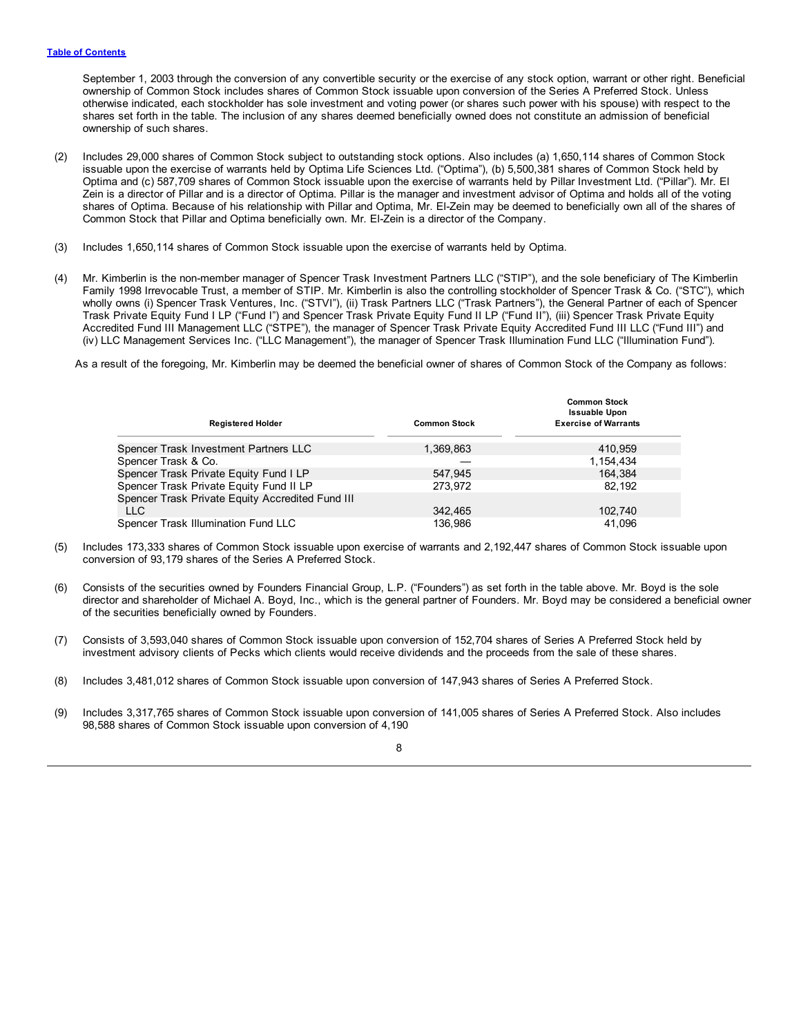September 1, 2003 through the conversion of any convertible security or the exercise of any stock option, warrant or other right. Beneficial ownership of Common Stock includes shares of Common Stock issuable upon conversion of the Series A Preferred Stock. Unless otherwise indicated, each stockholder has sole investment and voting power (or shares such power with his spouse) with respect to the shares set forth in the table. The inclusion of any shares deemed beneficially owned does not constitute an admission of beneficial ownership of such shares.

(2) Includes 29,000 shares of Common Stock subject to outstanding stock options. Also includes (a) 1,650,114 shares of Common Stock issuable upon the exercise of warrants held by Optima Life Sciences Ltd. ("Optima"), (b) 5,500,381 shares of Common Stock held by Optima and (c) 587,709 shares of Common Stock issuable upon the exercise of warrants held by Pillar Investment Ltd. ("Pillar"). Mr. El Zein is a director of Pillar and is a director of Optima. Pillar is the manager and investment advisor of Optima and holds all of the voting shares of Optima. Because of his relationship with Pillar and Optima, Mr. El-Zein may be deemed to beneficially own all of the shares of Common Stock that Pillar and Optima beneficially own. Mr. El-Zein is a director of the Company.

(3) Includes 1,650,114 shares of Common Stock issuable upon the exercise of warrants held by Optima.

(4) Mr. Kimberlin is the non-member manager of Spencer Trask Investment Partners LLC ("STIP"), and the sole beneficiary of The Kimberlin Family 1998 Irrevocable Trust, a member of STIP. Mr. Kimberlin is also the controlling stockholder of Spencer Trask & Co. ("STC"), which wholly owns (i) Spencer Trask Ventures, Inc. ("STVI"), (ii) Trask Partners LLC ("Trask Partners"), the General Partner of each of Spencer Trask Private Equity Fund I LP ("Fund I") and Spencer Trask Private Equity Fund II LP ("Fund II"), (iii) Spencer Trask Private Equity Accredited Fund III Management LLC ("STPE"), the manager of Spencer Trask Private Equity Accredited Fund III LLC ("Fund III") and (iv) LLC Management Services Inc. ("LLC Management"), the manager of Spencer Trask Illumination Fund LLC ("Illumination Fund").

As a result of the foregoing, Mr. Kimberlin may be deemed the beneficial owner of shares of Common Stock of the Company as follows:

| Registered Holder | Common Stock | Common Stock Issuable Upon Exercise of Warrants |
|---|---|---|
| Spencer Trask Investment Partners LLC | 1,369,863 | 410,959 |
| Spencer Trask & Co. | — | 1,154,434 |
| Spencer Trask Private Equity Fund I LP | 547,945 | 164,384 |
| Spencer Trask Private Equity Fund II LP | 273,972 | 82,192 |
| Spencer Trask Private Equity Accredited Fund III LLC | 342,465 | 102,740 |
| Spencer Trask Illumination Fund LLC | 136,986 | 41,096 |

(5) Includes 173,333 shares of Common Stock issuable upon exercise of warrants and 2,192,447 shares of Common Stock issuable upon conversion of 93,179 shares of the Series A Preferred Stock.

(6) Consists of the securities owned by Founders Financial Group, L.P. ("Founders") as set forth in the table above. Mr. Boyd is the sole director and shareholder of Michael A. Boyd, Inc., which is the general partner of Founders. Mr. Boyd may be considered a beneficial owner of the securities beneficially owned by Founders.

(7) Consists of 3,593,040 shares of Common Stock issuable upon conversion of 152,704 shares of Series A Preferred Stock held by investment advisory clients of Pecks which clients would receive dividends and the proceeds from the sale of these shares.

(8) Includes 3,481,012 shares of Common Stock issuable upon conversion of 147,943 shares of Series A Preferred Stock.

(9) Includes 3,317,765 shares of Common Stock issuable upon conversion of 141,005 shares of Series A Preferred Stock. Also includes 98,588 shares of Common Stock issuable upon conversion of 4,190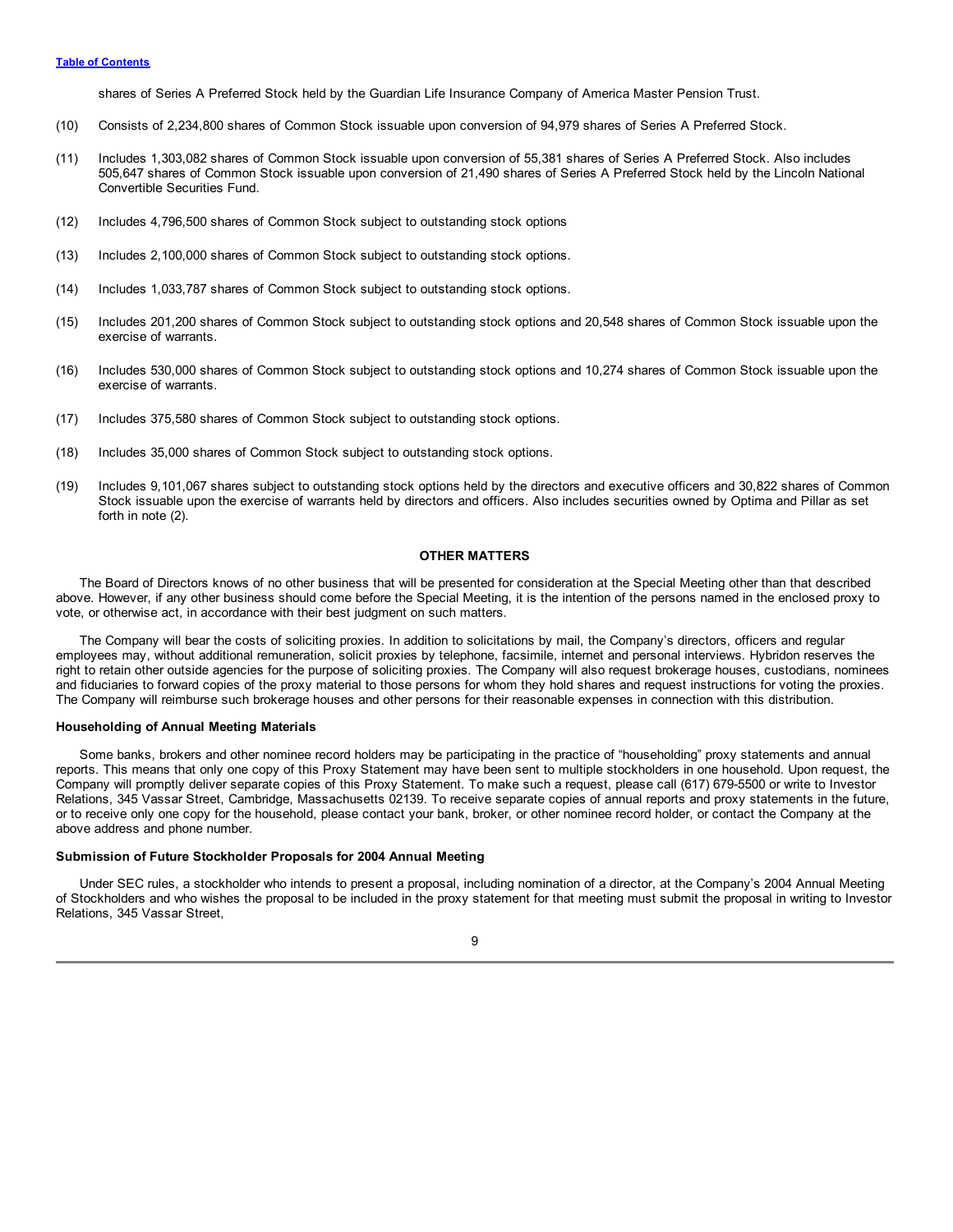shares of Series A Preferred Stock held by the Guardian Life Insurance Company of America Master Pension Trust.

(10) Consists of 2,234,800 shares of Common Stock issuable upon conversion of 94,979 shares of Series A Preferred Stock.

(11) Includes 1,303,082 shares of Common Stock issuable upon conversion of 55,381 shares of Series A Preferred Stock. Also includes 505,647 shares of Common Stock issuable upon conversion of 21,490 shares of Series A Preferred Stock held by the Lincoln National Convertible Securities Fund.

(12) Includes 4,796,500 shares of Common Stock subject to outstanding stock options

(13) Includes 2,100,000 shares of Common Stock subject to outstanding stock options.

(14) Includes 1,033,787 shares of Common Stock subject to outstanding stock options.

(15) Includes 201,200 shares of Common Stock subject to outstanding stock options and 20,548 shares of Common Stock issuable upon the exercise of warrants.

(16) Includes 530,000 shares of Common Stock subject to outstanding stock options and 10,274 shares of Common Stock issuable upon the exercise of warrants.

(17) Includes 375,580 shares of Common Stock subject to outstanding stock options.

(18) Includes 35,000 shares of Common Stock subject to outstanding stock options.

(19) Includes 9,101,067 shares subject to outstanding stock options held by the directors and executive officers and 30,822 shares of Common Stock issuable upon the exercise of warrants held by directors and officers. Also includes securities owned by Optima and Pillar as set forth in note (2).

## OTHER MATTERS

The Board of Directors knows of no other business that will be presented for consideration at the Special Meeting other than that described above. However, if any other business should come before the Special Meeting, it is the intention of the persons named in the enclosed proxy to vote, or otherwise act, in accordance with their best judgment on such matters.

The Company will bear the costs of soliciting proxies. In addition to solicitations by mail, the Company's directors, officers and regular employees may, without additional remuneration, solicit proxies by telephone, facsimile, internet and personal interviews. Hybridon reserves the right to retain other outside agencies for the purpose of soliciting proxies. The Company will also request brokerage houses, custodians, nominees and fiduciaries to forward copies of the proxy material to those persons for whom they hold shares and request instructions for voting the proxies. The Company will reimburse such brokerage houses and other persons for their reasonable expenses in connection with this distribution.

### Householding of Annual Meeting Materials

Some banks, brokers and other nominee record holders may be participating in the practice of "householding" proxy statements and annual reports. This means that only one copy of this Proxy Statement may have been sent to multiple stockholders in one household. Upon request, the Company will promptly deliver separate copies of this Proxy Statement. To make such a request, please call (617) 679-5500 or write to Investor Relations, 345 Vassar Street, Cambridge, Massachusetts 02139. To receive separate copies of annual reports and proxy statements in the future, or to receive only one copy for the household, please contact your bank, broker, or other nominee record holder, or contact the Company at the above address and phone number.

### Submission of Future Stockholder Proposals for 2004 Annual Meeting

Under SEC rules, a stockholder who intends to present a proposal, including nomination of a director, at the Company's 2004 Annual Meeting of Stockholders and who wishes the proposal to be included in the proxy statement for that meeting must submit the proposal in writing to Investor Relations, 345 Vassar Street,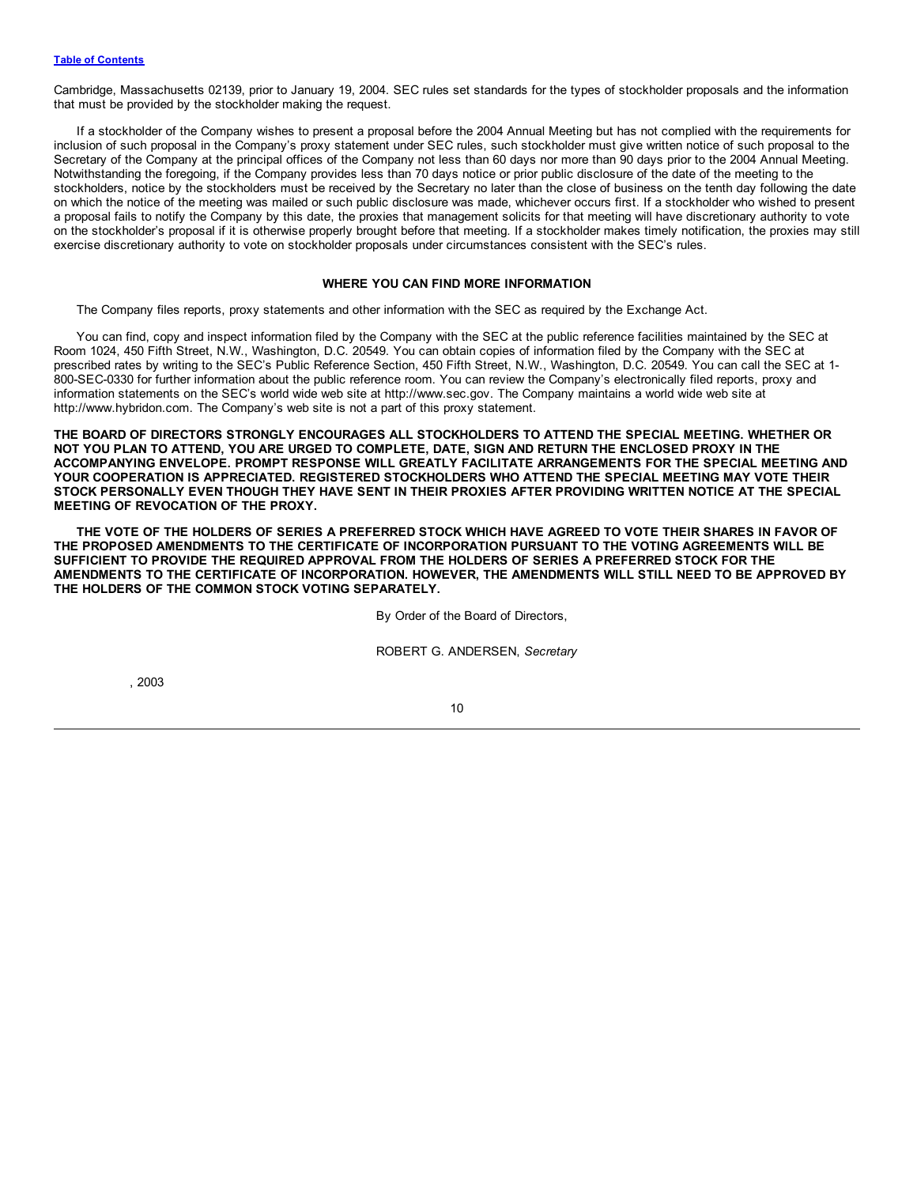Cambridge, Massachusetts 02139, prior to January 19, 2004. SEC rules set standards for the types of stockholder proposals and the information that must be provided by the stockholder making the request.

If a stockholder of the Company wishes to present a proposal before the 2004 Annual Meeting but has not complied with the requirements for inclusion of such proposal in the Company's proxy statement under SEC rules, such stockholder must give written notice of such proposal to the Secretary of the Company at the principal offices of the Company not less than 60 days nor more than 90 days prior to the 2004 Annual Meeting. Notwithstanding the foregoing, if the Company provides less than 70 days notice or prior public disclosure of the date of the meeting to the stockholders, notice by the stockholders must be received by the Secretary no later than the close of business on the tenth day following the date on which the notice of the meeting was mailed or such public disclosure was made, whichever occurs first. If a stockholder who wished to present a proposal fails to notify the Company by this date, the proxies that management solicits for that meeting will have discretionary authority to vote on the stockholder's proposal if it is otherwise properly brought before that meeting. If a stockholder makes timely notification, the proxies may still exercise discretionary authority to vote on stockholder proposals under circumstances consistent with the SEC's rules.

## WHERE YOU CAN FIND MORE INFORMATION

The Company files reports, proxy statements and other information with the SEC as required by the Exchange Act.

You can find, copy and inspect information filed by the Company with the SEC at the public reference facilities maintained by the SEC at Room 1024, 450 Fifth Street, N.W., Washington, D.C. 20549. You can obtain copies of information filed by the Company with the SEC at prescribed rates by writing to the SEC's Public Reference Section, 450 Fifth Street, N.W., Washington, D.C. 20549. You can call the SEC at 1-800-SEC-0330 for further information about the public reference room. You can review the Company's electronically filed reports, proxy and information statements on the SEC's world wide web site at http://www.sec.gov. The Company maintains a world wide web site at http://www.hybridon.com. The Company's web site is not a part of this proxy statement.

**THE BOARD OF DIRECTORS STRONGLY ENCOURAGES ALL STOCKHOLDERS TO ATTEND THE SPECIAL MEETING. WHETHER OR NOT YOU PLAN TO ATTEND, YOU ARE URGED TO COMPLETE, DATE, SIGN AND RETURN THE ENCLOSED PROXY IN THE ACCOMPANYING ENVELOPE. PROMPT RESPONSE WILL GREATLY FACILITATE ARRANGEMENTS FOR THE SPECIAL MEETING AND YOUR COOPERATION IS APPRECIATED. REGISTERED STOCKHOLDERS WHO ATTEND THE SPECIAL MEETING MAY VOTE THEIR STOCK PERSONALLY EVEN THOUGH THEY HAVE SENT IN THEIR PROXIES AFTER PROVIDING WRITTEN NOTICE AT THE SPECIAL MEETING OF REVOCATION OF THE PROXY.**

**THE VOTE OF THE HOLDERS OF SERIES A PREFERRED STOCK WHICH HAVE AGREED TO VOTE THEIR SHARES IN FAVOR OF THE PROPOSED AMENDMENTS TO THE CERTIFICATE OF INCORPORATION PURSUANT TO THE VOTING AGREEMENTS WILL BE SUFFICIENT TO PROVIDE THE REQUIRED APPROVAL FROM THE HOLDERS OF SERIES A PREFERRED STOCK FOR THE AMENDMENTS TO THE CERTIFICATE OF INCORPORATION. HOWEVER, THE AMENDMENTS WILL STILL NEED TO BE APPROVED BY THE HOLDERS OF THE COMMON STOCK VOTING SEPARATELY.**

By Order of the Board of Directors,

ROBERT G. ANDERSEN, *Secretary*

, 2003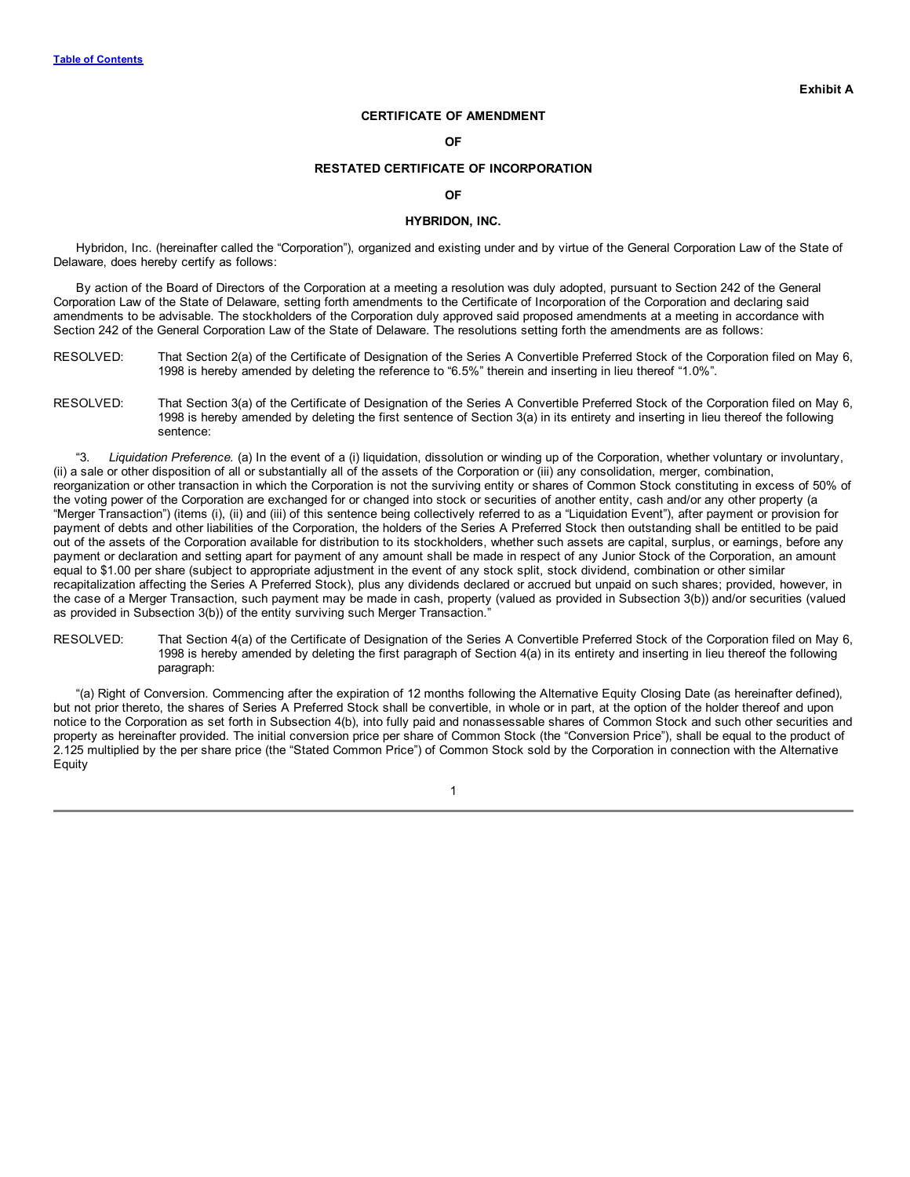Exhibit A

**CERTIFICATE OF AMENDMENT**

**OF**

**RESTATED CERTIFICATE OF INCORPORATION**

**OF**

**HYBRIDON, INC.**

Hybridon, Inc. (hereinafter called the "Corporation"), organized and existing under and by virtue of the General Corporation Law of the State of Delaware, does hereby certify as follows:

By action of the Board of Directors of the Corporation at a meeting a resolution was duly adopted, pursuant to Section 242 of the General Corporation Law of the State of Delaware, setting forth amendments to the Certificate of Incorporation of the Corporation and declaring said amendments to be advisable. The stockholders of the Corporation duly approved said proposed amendments at a meeting in accordance with Section 242 of the General Corporation Law of the State of Delaware. The resolutions setting forth the amendments are as follows:

RESOLVED: That Section 2(a) of the Certificate of Designation of the Series A Convertible Preferred Stock of the Corporation filed on May 6, 1998 is hereby amended by deleting the reference to "6.5%" therein and inserting in lieu thereof "1.0%".

RESOLVED: That Section 3(a) of the Certificate of Designation of the Series A Convertible Preferred Stock of the Corporation filed on May 6, 1998 is hereby amended by deleting the first sentence of Section 3(a) in its entirety and inserting in lieu thereof the following sentence:

"3. *Liquidation Preference.* (a) In the event of a (i) liquidation, dissolution or winding up of the Corporation, whether voluntary or involuntary, (ii) a sale or other disposition of all or substantially all of the assets of the Corporation or (iii) any consolidation, merger, combination, reorganization or other transaction in which the Corporation is not the surviving entity or shares of Common Stock constituting in excess of 50% of the voting power of the Corporation are exchanged for or changed into stock or securities of another entity, cash and/or any other property (a "Merger Transaction") (items (i), (ii) and (iii) of this sentence being collectively referred to as a "Liquidation Event"), after payment or provision for payment of debts and other liabilities of the Corporation, the holders of the Series A Preferred Stock then outstanding shall be entitled to be paid out of the assets of the Corporation available for distribution to its stockholders, whether such assets are capital, surplus, or earnings, before any payment or declaration and setting apart for payment of any amount shall be made in respect of any Junior Stock of the Corporation, an amount equal to $1.00 per share (subject to appropriate adjustment in the event of any stock split, stock dividend, combination or other similar recapitalization affecting the Series A Preferred Stock), plus any dividends declared or accrued but unpaid on such shares; provided, however, in the case of a Merger Transaction, such payment may be made in cash, property (valued as provided in Subsection 3(b)) and/or securities (valued as provided in Subsection 3(b)) of the entity surviving such Merger Transaction."

RESOLVED: That Section 4(a) of the Certificate of Designation of the Series A Convertible Preferred Stock of the Corporation filed on May 6, 1998 is hereby amended by deleting the first paragraph of Section 4(a) in its entirety and inserting in lieu thereof the following paragraph:

"(a) Right of Conversion. Commencing after the expiration of 12 months following the Alternative Equity Closing Date (as hereinafter defined), but not prior thereto, the shares of Series A Preferred Stock shall be convertible, in whole or in part, at the option of the holder thereof and upon notice to the Corporation as set forth in Subsection 4(b), into fully paid and nonassessable shares of Common Stock and such other securities and property as hereinafter provided. The initial conversion price per share of Common Stock (the "Conversion Price"), shall be equal to the product of 2.125 multiplied by the per share price (the "Stated Common Price") of Common Stock sold by the Corporation in connection with the Alternative Equity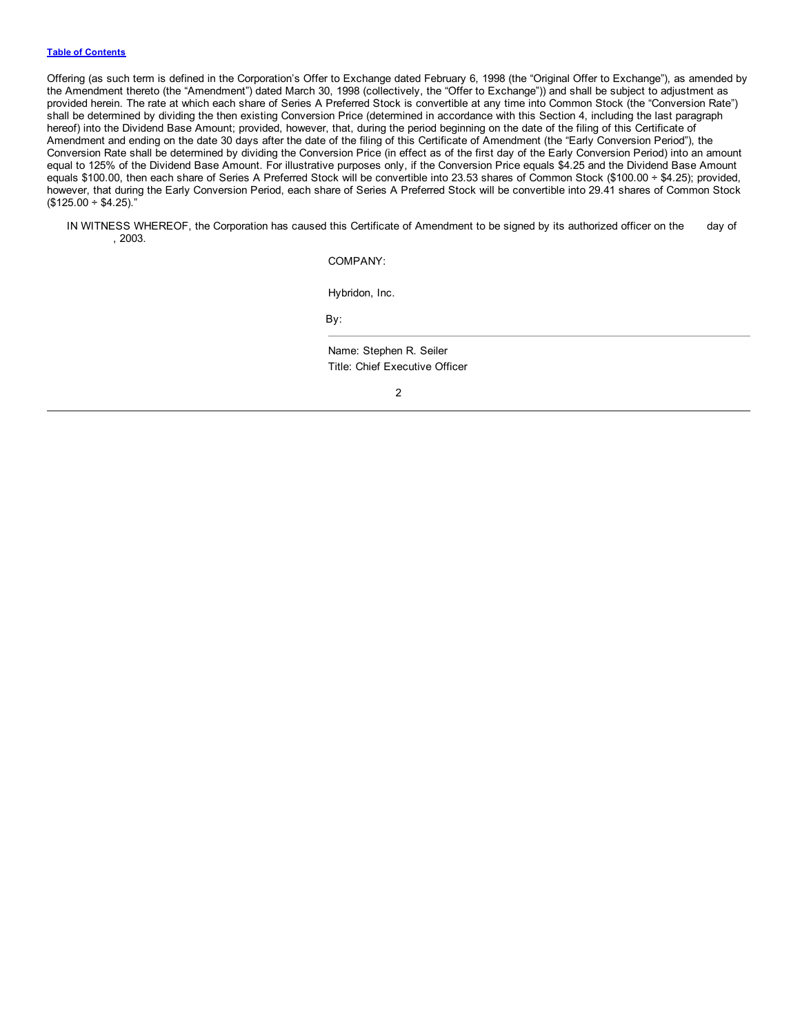Offering (as such term is defined in the Corporation's Offer to Exchange dated February 6, 1998 (the "Original Offer to Exchange"), as amended by the Amendment thereto (the "Amendment") dated March 30, 1998 (collectively, the "Offer to Exchange")) and shall be subject to adjustment as provided herein. The rate at which each share of Series A Preferred Stock is convertible at any time into Common Stock (the "Conversion Rate") shall be determined by dividing the then existing Conversion Price (determined in accordance with this Section 4, including the last paragraph hereof) into the Dividend Base Amount; provided, however, that, during the period beginning on the date of the filing of this Certificate of Amendment and ending on the date 30 days after the date of the filing of this Certificate of Amendment (the "Early Conversion Period"), the Conversion Rate shall be determined by dividing the Conversion Price (in effect as of the first day of the Early Conversion Period) into an amount equal to 125% of the Dividend Base Amount. For illustrative purposes only, if the Conversion Price equals $4.25 and the Dividend Base Amount equals $100.00, then each share of Series A Preferred Stock will be convertible into 23.53 shares of Common Stock ($100.00 ÷ $4.25); provided, however, that during the Early Conversion Period, each share of Series A Preferred Stock will be convertible into 29.41 shares of Common Stock ($125.00 ÷ $4.25)."

IN WITNESS WHEREOF, the Corporation has caused this Certificate of Amendment to be signed by its authorized officer on the day of , 2003.

COMPANY:

Hybridon, Inc.

By: \_\_\_\_\_\_\_\_\_\_\_\_\_\_\_\_\_\_\_\_\_\_\_\_\_\_\_\_\_\_

Name: Stephen R. Seiler
Title: Chief Executive Officer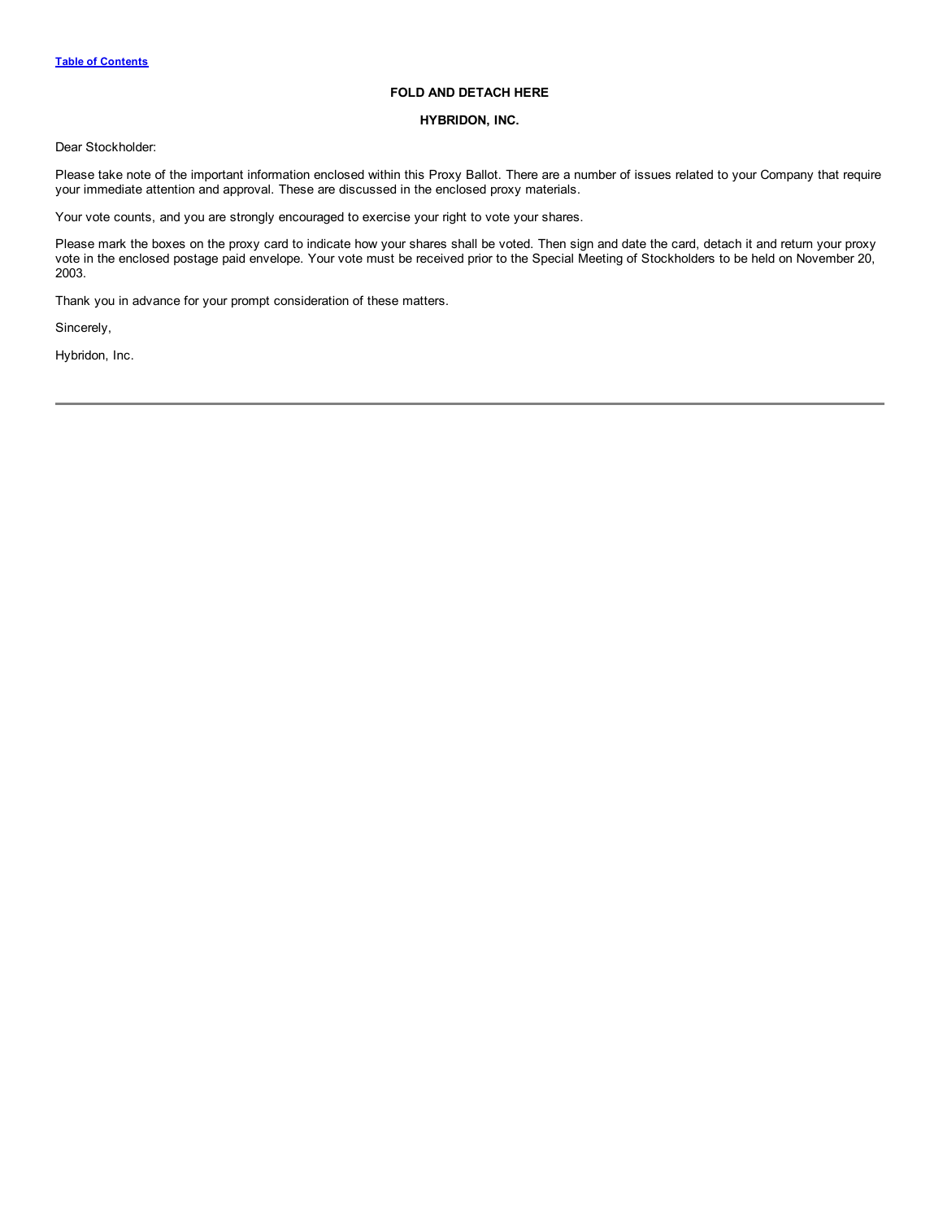**FOLD AND DETACH HERE**

**HYBRIDON, INC.**

Dear Stockholder:

Please take note of the important information enclosed within this Proxy Ballot. There are a number of issues related to your Company that require your immediate attention and approval. These are discussed in the enclosed proxy materials.

Your vote counts, and you are strongly encouraged to exercise your right to vote your shares.

Please mark the boxes on the proxy card to indicate how your shares shall be voted. Then sign and date the card, detach it and return your proxy vote in the enclosed postage paid envelope. Your vote must be received prior to the Special Meeting of Stockholders to be held on November 20, 2003.

Thank you in advance for your prompt consideration of these matters.

Sincerely,

Hybridon, Inc.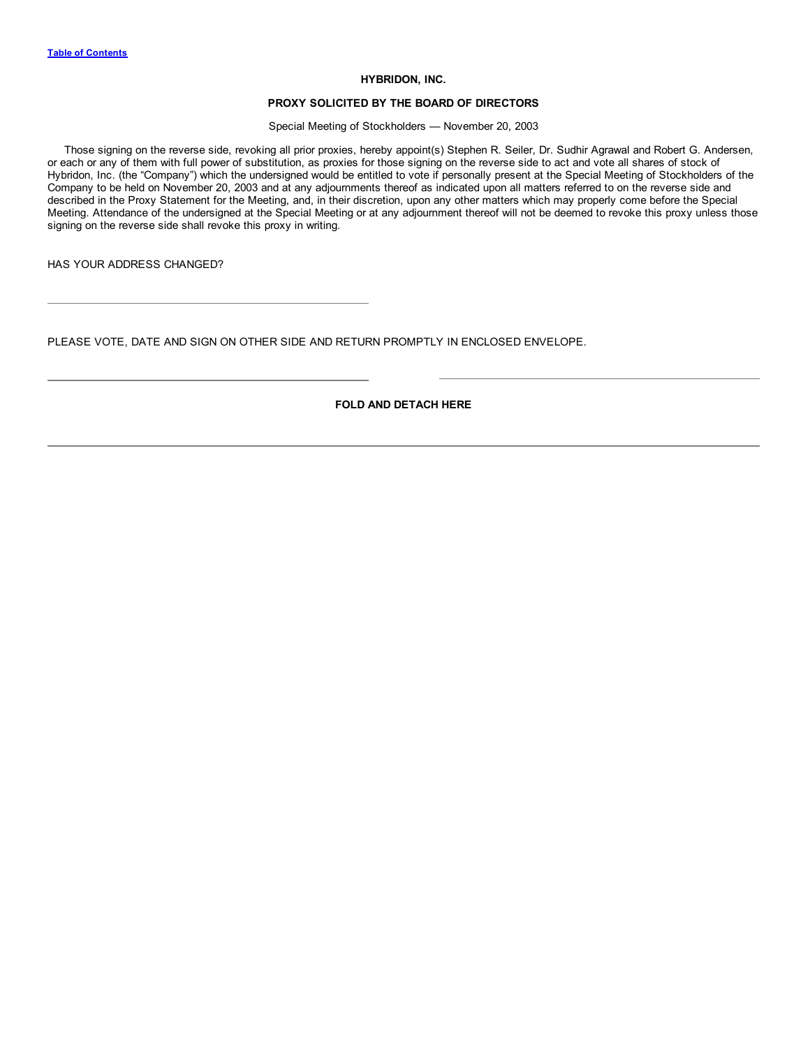**HYBRIDON, INC.**

**PROXY SOLICITED BY THE BOARD OF DIRECTORS**

Special Meeting of Stockholders — November 20, 2003

Those signing on the reverse side, revoking all prior proxies, hereby appoint(s) Stephen R. Seiler, Dr. Sudhir Agrawal and Robert G. Andersen, or each or any of them with full power of substitution, as proxies for those signing on the reverse side to act and vote all shares of stock of Hybridon, Inc. (the "Company") which the undersigned would be entitled to vote if personally present at the Special Meeting of Stockholders of the Company to be held on November 20, 2003 and at any adjournments thereof as indicated upon all matters referred to on the reverse side and described in the Proxy Statement for the Meeting, and, in their discretion, upon any other matters which may properly come before the Special Meeting. Attendance of the undersigned at the Special Meeting or at any adjournment thereof will not be deemed to revoke this proxy unless those signing on the reverse side shall revoke this proxy in writing.

HAS YOUR ADDRESS CHANGED?

\_\_\_\_\_\_\_\_\_\_\_\_\_\_\_\_\_\_\_\_\_\_\_\_\_\_\_\_\_\_\_\_\_\_\_\_\_\_\_\_

PLEASE VOTE, DATE AND SIGN ON OTHER SIDE AND RETURN PROMPTLY IN ENCLOSED ENVELOPE.

\_\_\_\_\_\_\_\_\_\_\_\_\_\_\_\_\_\_\_\_\_\_\_\_\_\_\_\_\_\_\_\_\_\_\_\_\_\_\_\_ \_\_\_\_\_\_\_\_\_\_\_\_\_\_\_\_\_\_\_\_\_\_\_\_\_\_\_\_\_\_\_\_\_\_\_\_\_\_\_\_

**FOLD AND DETACH HERE**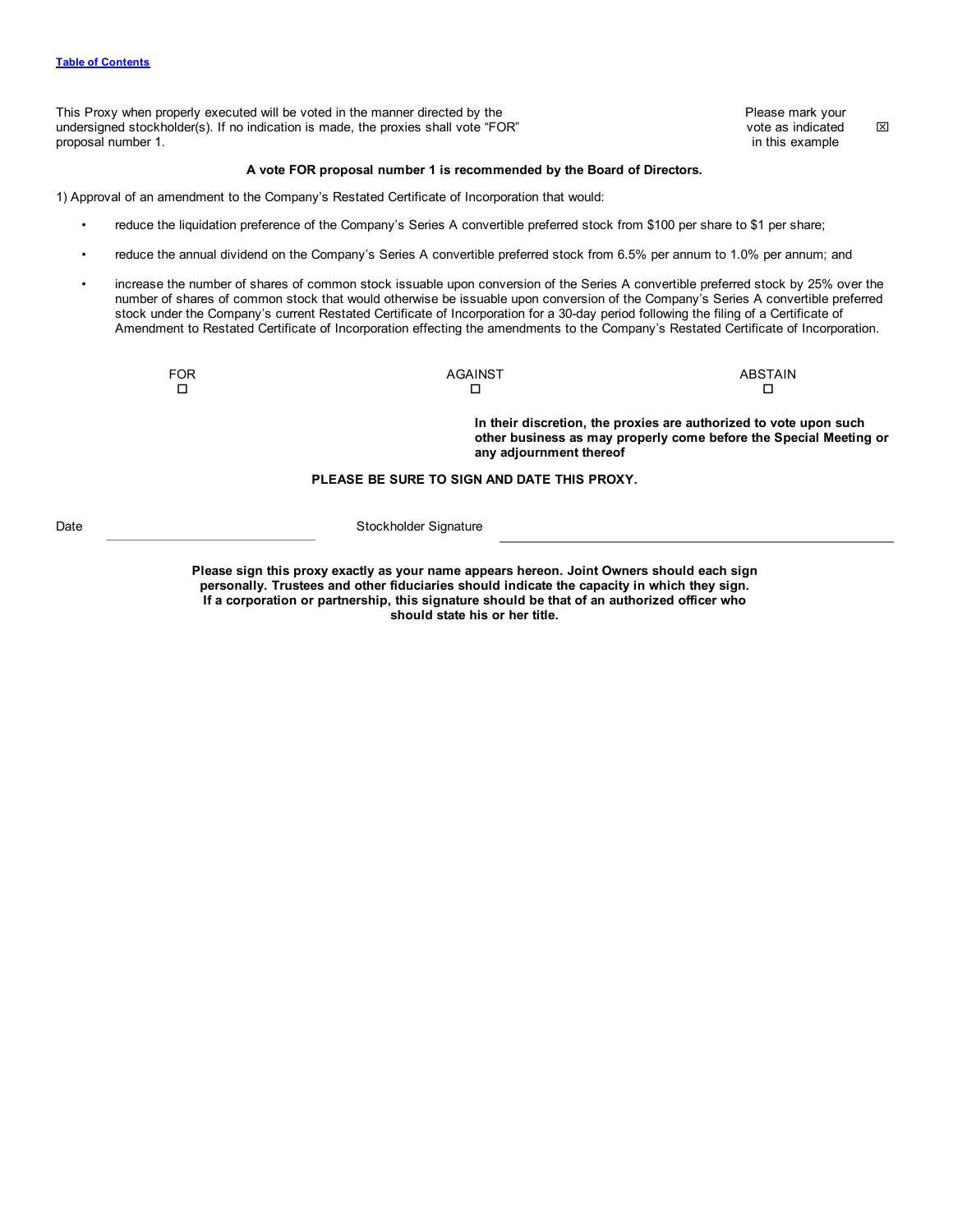[Table of Contents](#)

This Proxy when properly executed will be voted in the manner directed by the undersigned stockholder(s). If no indication is made, the proxies shall vote “FOR” proposal number 1.

Please mark your vote as indicated in this example ☒

**A vote FOR proposal number 1 is recommended by the Board of Directors.**

1) Approval of an amendment to the Company’s Restated Certificate of Incorporation that would:

- reduce the liquidation preference of the Company’s Series A convertible preferred stock from $100 per share to $1 per share;
- reduce the annual dividend on the Company’s Series A convertible preferred stock from 6.5% per annum to 1.0% per annum; and
- increase the number of shares of common stock issuable upon conversion of the Series A convertible preferred stock by 25% over the number of shares of common stock that would otherwise be issuable upon conversion of the Company’s Series A convertible preferred stock under the Company’s current Restated Certificate of Incorporation for a 30-day period following the filing of a Certificate of Amendment to Restated Certificate of Incorporation effecting the amendments to the Company’s Restated Certificate of Incorporation.

| FOR | AGAINST | ABSTAIN |
| --- | --- | --- |
| ☐ | ☐ | ☐ |

**In their discretion, the proxies are authorized to vote upon such other business as may properly come before the Special Meeting or any adjournment thereof**

**PLEASE BE SURE TO SIGN AND DATE THIS PROXY.**

Date \_\_\_\_\_\_\_\_\_\_\_\_\_\_\_\_\_\_\_\_ Stockholder Signature \_\_\_\_\_\_\_\_\_\_\_\_\_\_\_\_\_\_\_\_\_\_\_\_\_\_\_\_\_\_\_\_\_\_\_\_\_\_

**Please sign this proxy exactly as your name appears hereon. Joint Owners should each sign personally. Trustees and other fiduciaries should indicate the capacity in which they sign. If a corporation or partnership, this signature should be that of an authorized officer who should state his or her title.**